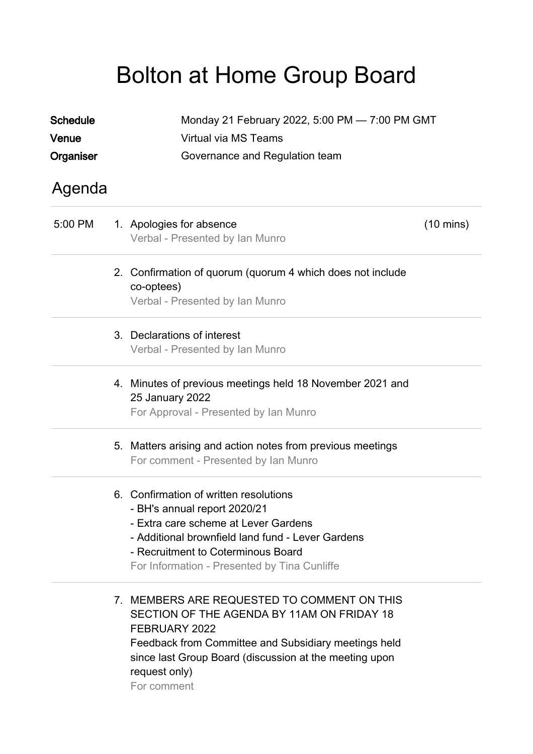# Bolton at Home Group Board

**Schedule** Monday 21 February 2022, 5:00 PM — 7:00 PM GMT

**Venue** Virtual via MS Teams

**Organiser** Governance and Regulation team

## Agenda

5:00 PM

1. Apologies for absence (10 mins)
   Verbal - Presented by Ian Munro

2. Confirmation of quorum (quorum 4 which does not include co-optees)
   Verbal - Presented by Ian Munro

3. Declarations of interest
   Verbal - Presented by Ian Munro

4. Minutes of previous meetings held 18 November 2021 and 25 January 2022
   For Approval - Presented by Ian Munro

5. Matters arising and action notes from previous meetings
   For comment - Presented by Ian Munro

6. Confirmation of written resolutions
   - BH's annual report 2020/21
   - Extra care scheme at Lever Gardens
   - Additional brownfield land fund - Lever Gardens
   - Recruitment to Coterminous Board
   For Information - Presented by Tina Cunliffe

7. MEMBERS ARE REQUESTED TO COMMENT ON THIS SECTION OF THE AGENDA BY 11AM ON FRIDAY 18 FEBRUARY 2022
   Feedback from Committee and Subsidiary meetings held since last Group Board (discussion at the meeting upon request only)
   For comment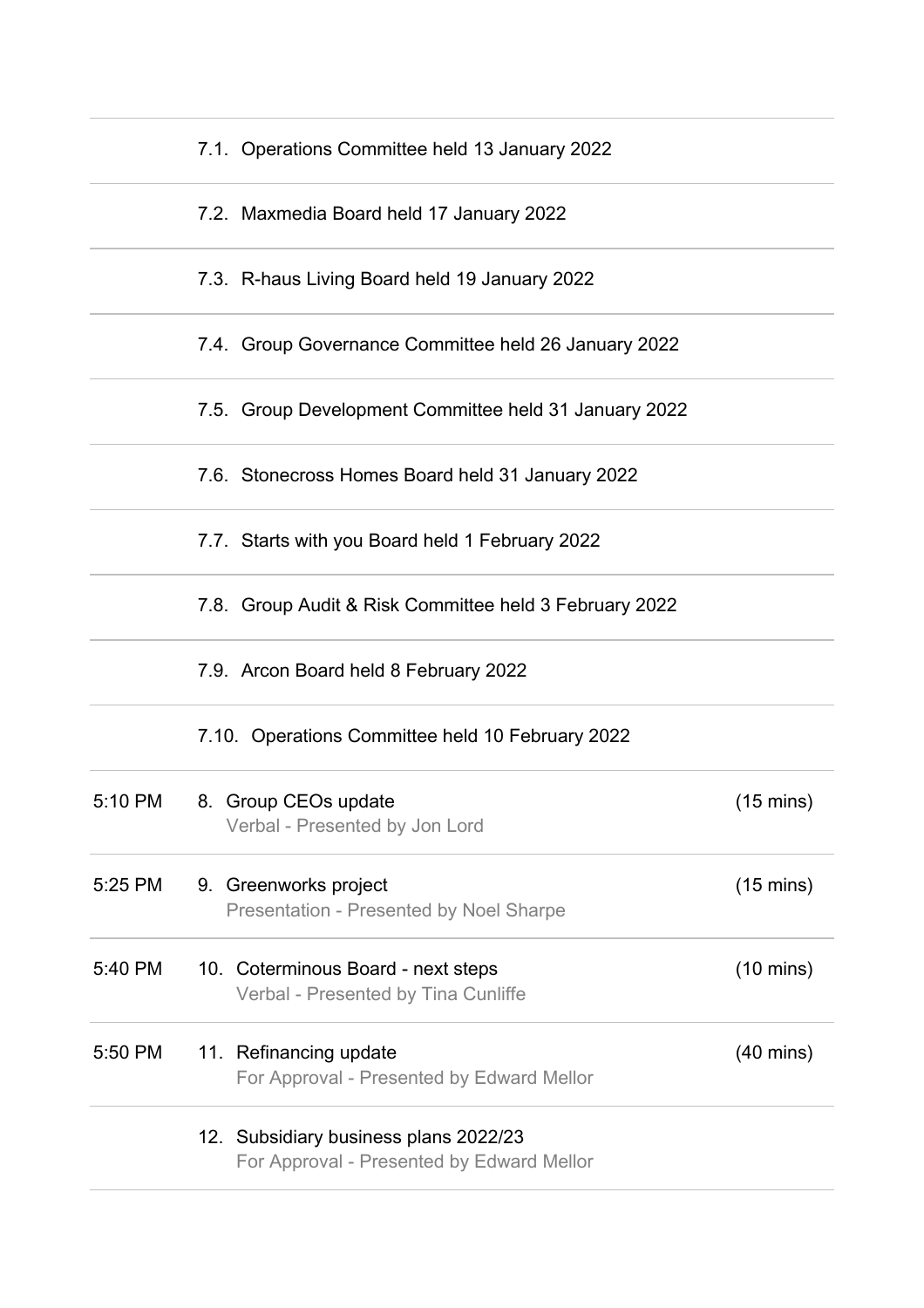| Time | Item | Duration |
|---|---|---|
| | 7.1. Operations Committee held 13 January 2022 | |
| | 7.2. Maxmedia Board held 17 January 2022 | |
| | 7.3. R-haus Living Board held 19 January 2022 | |
| | 7.4. Group Governance Committee held 26 January 2022 | |
| | 7.5. Group Development Committee held 31 January 2022 | |
| | 7.6. Stonecross Homes Board held 31 January 2022 | |
| | 7.7. Starts with you Board held 1 February 2022 | |
| | 7.8. Group Audit & Risk Committee held 3 February 2022 | |
| | 7.9. Arcon Board held 8 February 2022 | |
| | 7.10. Operations Committee held 10 February 2022 | |
| 5:10 PM | 8. Group CEOs update<br>Verbal - Presented by Jon Lord | (15 mins) |
| 5:25 PM | 9. Greenworks project<br>Presentation - Presented by Noel Sharpe | (15 mins) |
| 5:40 PM | 10. Coterminous Board - next steps<br>Verbal - Presented by Tina Cunliffe | (10 mins) |
| 5:50 PM | 11. Refinancing update<br>For Approval - Presented by Edward Mellor | (40 mins) |
| | 12. Subsidiary business plans 2022/23<br>For Approval - Presented by Edward Mellor | |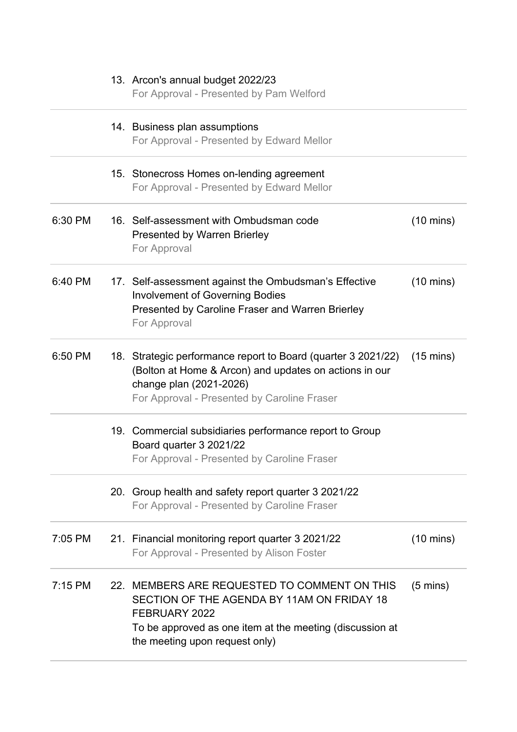| Time | Item | Duration |
| --- | --- | --- |
| | 13. Arcon's annual budget 2022/23<br>For Approval - Presented by Pam Welford | |
| | 14. Business plan assumptions<br>For Approval - Presented by Edward Mellor | |
| | 15. Stonecross Homes on-lending agreement<br>For Approval - Presented by Edward Mellor | |
| 6:30 PM | 16. Self-assessment with Ombudsman code<br>Presented by Warren Brierley<br>For Approval | (10 mins) |
| 6:40 PM | 17. Self-assessment against the Ombudsman's Effective Involvement of Governing Bodies<br>Presented by Caroline Fraser and Warren Brierley<br>For Approval | (10 mins) |
| 6:50 PM | 18. Strategic performance report to Board (quarter 3 2021/22) (Bolton at Home & Arcon) and updates on actions in our change plan (2021-2026)<br>For Approval - Presented by Caroline Fraser | (15 mins) |
| | 19. Commercial subsidiaries performance report to Group Board quarter 3 2021/22<br>For Approval - Presented by Caroline Fraser | |
| | 20. Group health and safety report quarter 3 2021/22<br>For Approval - Presented by Caroline Fraser | |
| 7:05 PM | 21. Financial monitoring report quarter 3 2021/22<br>For Approval - Presented by Alison Foster | (10 mins) |
| 7:15 PM | 22. MEMBERS ARE REQUESTED TO COMMENT ON THIS SECTION OF THE AGENDA BY 11AM ON FRIDAY 18 FEBRUARY 2022<br>To be approved as one item at the meeting (discussion at the meeting upon request only) | (5 mins) |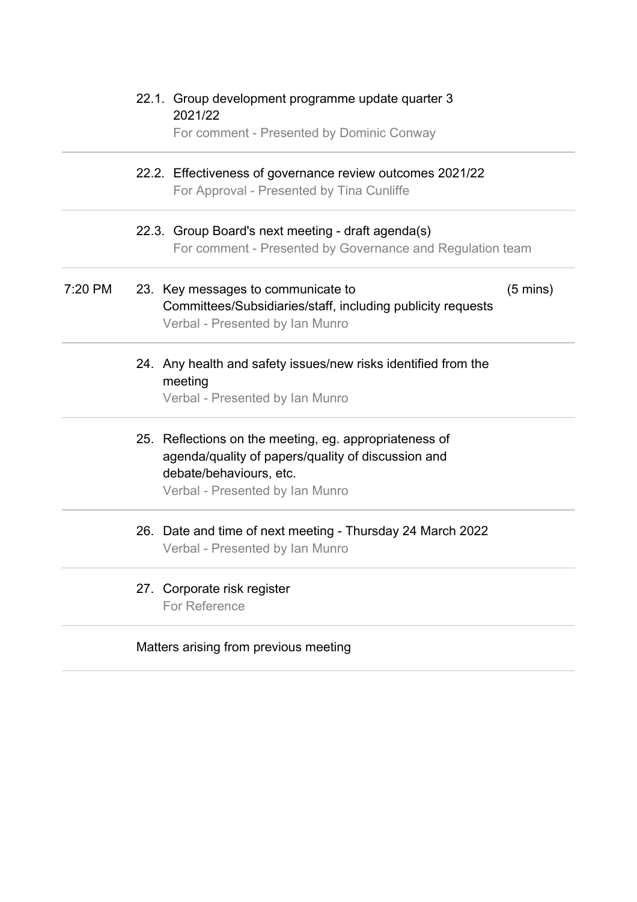22.1. Group development programme update quarter 3 2021/22
For comment - Presented by Dominic Conway

---

22.2. Effectiveness of governance review outcomes 2021/22
For Approval - Presented by Tina Cunliffe

---

22.3. Group Board's next meeting - draft agenda(s)
For comment - Presented by Governance and Regulation team

---

7:20 PM 23. Key messages to communicate to Committees/Subsidiaries/staff, including publicity requests (5 mins)
Verbal - Presented by Ian Munro

---

24. Any health and safety issues/new risks identified from the meeting
Verbal - Presented by Ian Munro

---

25. Reflections on the meeting, eg. appropriateness of agenda/quality of papers/quality of discussion and debate/behaviours, etc.
Verbal - Presented by Ian Munro

---

26. Date and time of next meeting - Thursday 24 March 2022
Verbal - Presented by Ian Munro

---

27. Corporate risk register
For Reference

---

Matters arising from previous meeting